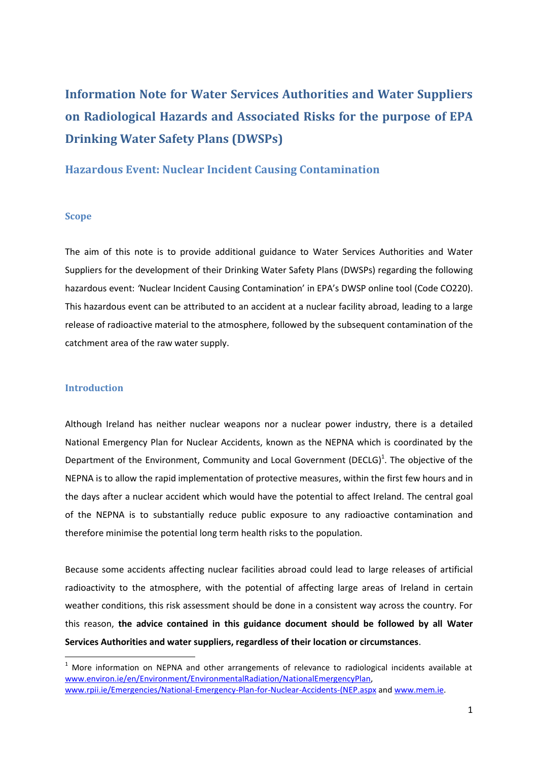# Information Note for Water Services Authorities and Water Suppliers on Radiological Hazards and Associated Risks for the purpose of EPA Drinking Water Safety Plans (DWSPs)

## Hazardous Event: Nuclear Incident Causing Contamination

### Scope

The aim of this note is to provide additional guidance to Water Services Authorities and Water Suppliers for the development of their Drinking Water Safety Plans (DWSPs) regarding the following hazardous event: 'Nuclear Incident Causing Contamination' in EPA's DWSP online tool (Code CO220). This hazardous event can be attributed to an accident at a nuclear facility abroad, leading to a large release of radioactive material to the atmosphere, followed by the subsequent contamination of the catchment area of the raw water supply.

### Introduction

Although Ireland has neither nuclear weapons nor a nuclear power industry, there is a detailed National Emergency Plan for Nuclear Accidents, known as the NEPNA which is coordinated by the Department of the Environment, Community and Local Government (DECLG)[1]. The objective of the NEPNA is to allow the rapid implementation of protective measures, within the first few hours and in the days after a nuclear accident which would have the potential to affect Ireland. The central goal of the NEPNA is to substantially reduce public exposure to any radioactive contamination and therefore minimise the potential long term health risks to the population.

Because some accidents affecting nuclear facilities abroad could lead to large releases of artificial radioactivity to the atmosphere, with the potential of affecting large areas of Ireland in certain weather conditions, this risk assessment should be done in a consistent way across the country. For this reason, **the advice contained in this guidance document should be followed by all Water Services Authorities and water suppliers, regardless of their location or circumstances**.

[1] More information on NEPNA and other arrangements of relevance to radiological incidents available at www.environ.ie/en/Environment/EnvironmentalRadiation/NationalEmergencyPlan, www.rpii.ie/Emergencies/National-Emergency-Plan-for-Nuclear-Accidents-(NEP.aspx and www.mem.ie.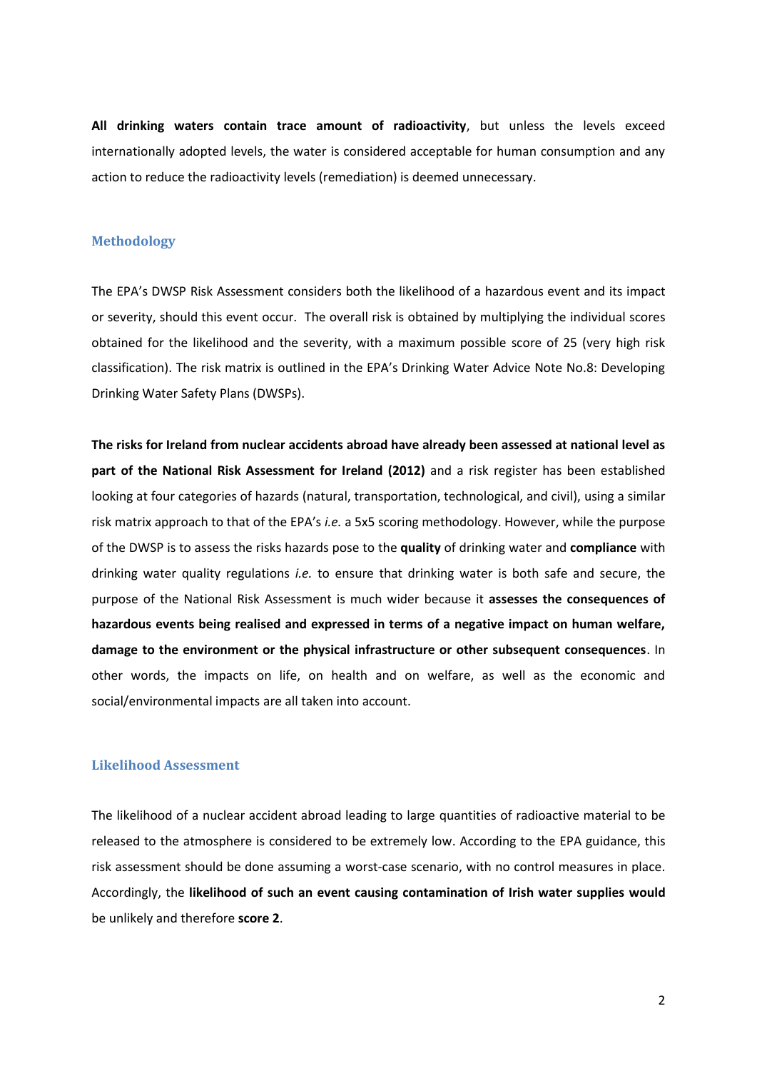**All drinking waters contain trace amount of radioactivity**, but unless the levels exceed internationally adopted levels, the water is considered acceptable for human consumption and any action to reduce the radioactivity levels (remediation) is deemed unnecessary.

## Methodology

The EPA's DWSP Risk Assessment considers both the likelihood of a hazardous event and its impact or severity, should this event occur. The overall risk is obtained by multiplying the individual scores obtained for the likelihood and the severity, with a maximum possible score of 25 (very high risk classification). The risk matrix is outlined in the EPA's Drinking Water Advice Note No.8: Developing Drinking Water Safety Plans (DWSPs).

**The risks for Ireland from nuclear accidents abroad have already been assessed at national level as part of the National Risk Assessment for Ireland (2012)** and a risk register has been established looking at four categories of hazards (natural, transportation, technological, and civil), using a similar risk matrix approach to that of the EPA's *i.e.* a 5x5 scoring methodology. However, while the purpose of the DWSP is to assess the risks hazards pose to the **quality** of drinking water and **compliance** with drinking water quality regulations *i.e.* to ensure that drinking water is both safe and secure, the purpose of the National Risk Assessment is much wider because it **assesses the consequences of hazardous events being realised and expressed in terms of a negative impact on human welfare, damage to the environment or the physical infrastructure or other subsequent consequences**. In other words, the impacts on life, on health and on welfare, as well as the economic and social/environmental impacts are all taken into account.

## Likelihood Assessment

The likelihood of a nuclear accident abroad leading to large quantities of radioactive material to be released to the atmosphere is considered to be extremely low. According to the EPA guidance, this risk assessment should be done assuming a worst-case scenario, with no control measures in place. Accordingly, the **likelihood of such an event causing contamination of Irish water supplies would** be unlikely and therefore **score 2**.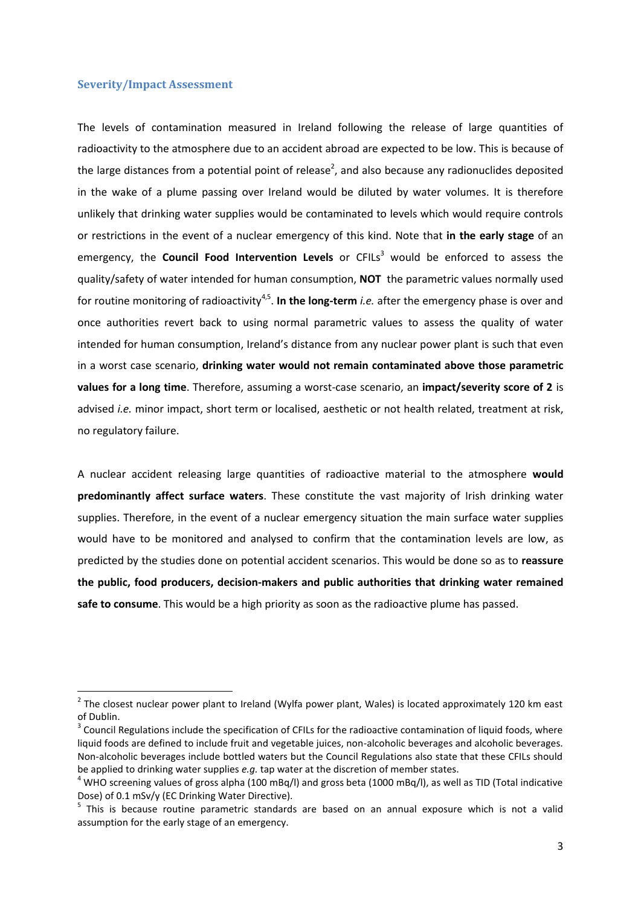## Severity/Impact Assessment

The levels of contamination measured in Ireland following the release of large quantities of radioactivity to the atmosphere due to an accident abroad are expected to be low. This is because of the large distances from a potential point of release[2], and also because any radionuclides deposited in the wake of a plume passing over Ireland would be diluted by water volumes. It is therefore unlikely that drinking water supplies would be contaminated to levels which would require controls or restrictions in the event of a nuclear emergency of this kind. Note that **in the early stage** of an emergency, the **Council Food Intervention Levels** or CFILs[3] would be enforced to assess the quality/safety of water intended for human consumption, **NOT** the parametric values normally used for routine monitoring of radioactivity[4,5]. **In the long-term** *i.e.* after the emergency phase is over and once authorities revert back to using normal parametric values to assess the quality of water intended for human consumption, Ireland's distance from any nuclear power plant is such that even in a worst case scenario, **drinking water would not remain contaminated above those parametric values for a long time**. Therefore, assuming a worst-case scenario, an **impact/severity score of 2** is advised *i.e.* minor impact, short term or localised, aesthetic or not health related, treatment at risk, no regulatory failure.

A nuclear accident releasing large quantities of radioactive material to the atmosphere **would predominantly affect surface waters**. These constitute the vast majority of Irish drinking water supplies. Therefore, in the event of a nuclear emergency situation the main surface water supplies would have to be monitored and analysed to confirm that the contamination levels are low, as predicted by the studies done on potential accident scenarios. This would be done so as to **reassure the public, food producers, decision-makers and public authorities that drinking water remained safe to consume**. This would be a high priority as soon as the radioactive plume has passed.

---

[2] The closest nuclear power plant to Ireland (Wylfa power plant, Wales) is located approximately 120 km east of Dublin.

[3] Council Regulations include the specification of CFILs for the radioactive contamination of liquid foods, where liquid foods are defined to include fruit and vegetable juices, non-alcoholic beverages and alcoholic beverages. Non-alcoholic beverages include bottled waters but the Council Regulations also state that these CFILs should be applied to drinking water supplies *e.g.* tap water at the discretion of member states.

[4] WHO screening values of gross alpha (100 mBq/l) and gross beta (1000 mBq/l), as well as TID (Total indicative Dose) of 0.1 mSv/y (EC Drinking Water Directive).

[5] This is because routine parametric standards are based on an annual exposure which is not a valid assumption for the early stage of an emergency.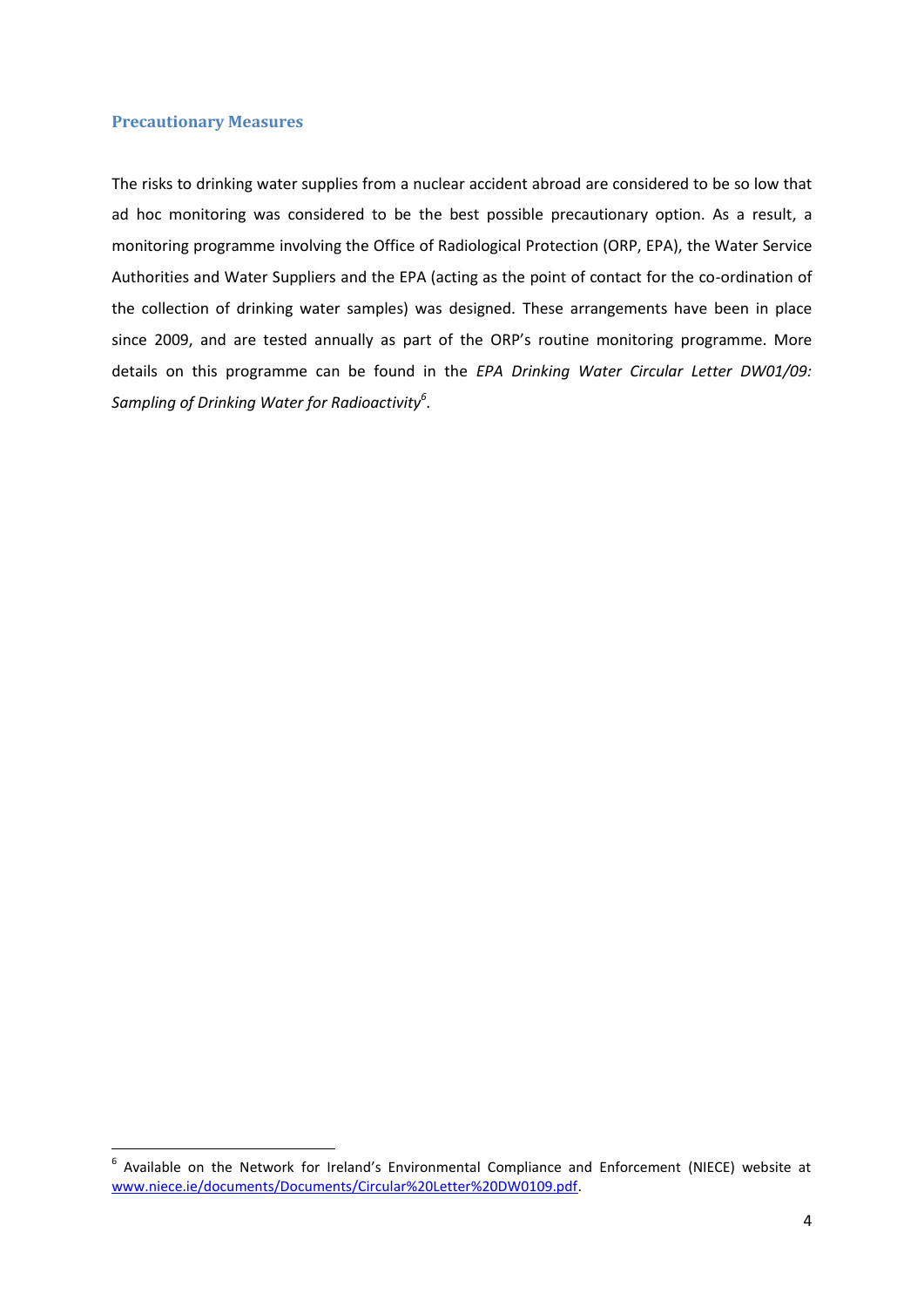## Precautionary Measures

The risks to drinking water supplies from a nuclear accident abroad are considered to be so low that ad hoc monitoring was considered to be the best possible precautionary option. As a result, a monitoring programme involving the Office of Radiological Protection (ORP, EPA), the Water Service Authorities and Water Suppliers and the EPA (acting as the point of contact for the co-ordination of the collection of drinking water samples) was designed. These arrangements have been in place since 2009, and are tested annually as part of the ORP's routine monitoring programme. More details on this programme can be found in the *EPA Drinking Water Circular Letter DW01/09: Sampling of Drinking Water for Radioactivity*[6].

---

[6] Available on the Network for Ireland's Environmental Compliance and Enforcement (NIECE) website at www.niece.ie/documents/Documents/Circular%20Letter%20DW0109.pdf.